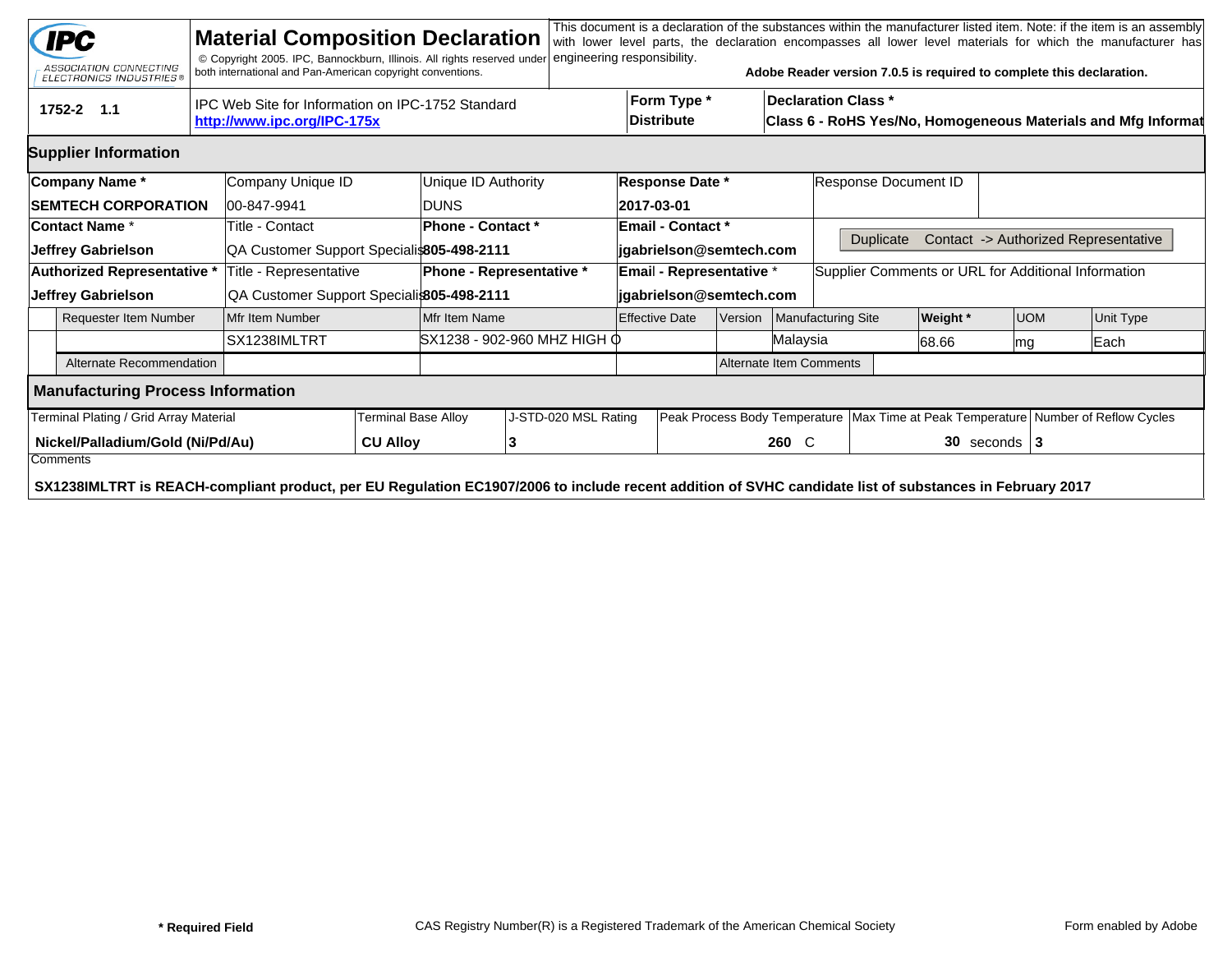IPC — ASSOCIATION CONNECTING ELECTRONICS INDUSTRIES®

# Material Composition Declaration

© Copyright 2005. IPC, Bannockburn, Illinois. All rights reserved under both international and Pan-American copyright conventions.

This document is a declaration of the substances within the manufacturer listed item. Note: if the item is an assembly with lower level parts, the declaration encompasses all lower level materials for which the manufacturer has engineering responsibility.

**Adobe Reader version 7.0.5 is required to complete this declaration.**

| 1752-2 1.1 | IPC Web Site for Information on IPC-1752 Standard | Form Type * | Declaration Class * |
|---|---|---|---|
| | **http://www.ipc.org/IPC-175x** | **Distribute** | **Class 6 - RoHS Yes/No, Homogeneous Materials and Mfg Informat** |

## Supplier Information

| Company Name * | Company Unique ID | Unique ID Authority | Response Date * | Response Document ID |
|---|---|---|---|---|
| **SEMTECH CORPORATION** | 00-847-9941 | DUNS | **2017-03-01** | |
| **Contact Name** * | Title - Contact | **Phone - Contact** * | **Email - Contact** * | Duplicate Contact -> Authorized Representative |
| **Jeffrey Gabrielson** | QA Customer Support Specialis | **805-498-2111** | **jgabrielson@semtech.com** | |
| **Authorized Representative** * | Title - Representative | **Phone - Representative** * | **Email - Representative** * | Supplier Comments or URL for Additional Information |
| **Jeffrey Gabrielson** | QA Customer Support Specialis | **805-498-2111** | **jgabrielson@semtech.com** | |

| Requester Item Number | Mfr Item Number | Mfr Item Name | Effective Date | Version | Manufacturing Site | **Weight** * | UOM | Unit Type |
|---|---|---|---|---|---|---|---|---|
| | SX1238IMLTRT | SX1238 - 902-960 MHZ HIGH O | | | Malaysia | 68.66 | mg | Each |
| Alternate Recommendation | | | | Alternate Item Comments | | | | |

## Manufacturing Process Information

| Terminal Plating / Grid Array Material | Terminal Base Alloy | J-STD-020 MSL Rating | Peak Process Body Temperature | Max Time at Peak Temperature | Number of Reflow Cycles |
|---|---|---|---|---|---|
| **Nickel/Palladium/Gold (Ni/Pd/Au)** | **CU Alloy** | **3** | **260** C | **30** seconds | **3** |

Comments

**SX1238IMLTRT is REACH-compliant product, per EU Regulation EC1907/2006 to include recent addition of SVHC candidate list of substances in February 2017**

**\* Required Field** CAS Registry Number(R) is a Registered Trademark of the American Chemical Society Form enabled by Adobe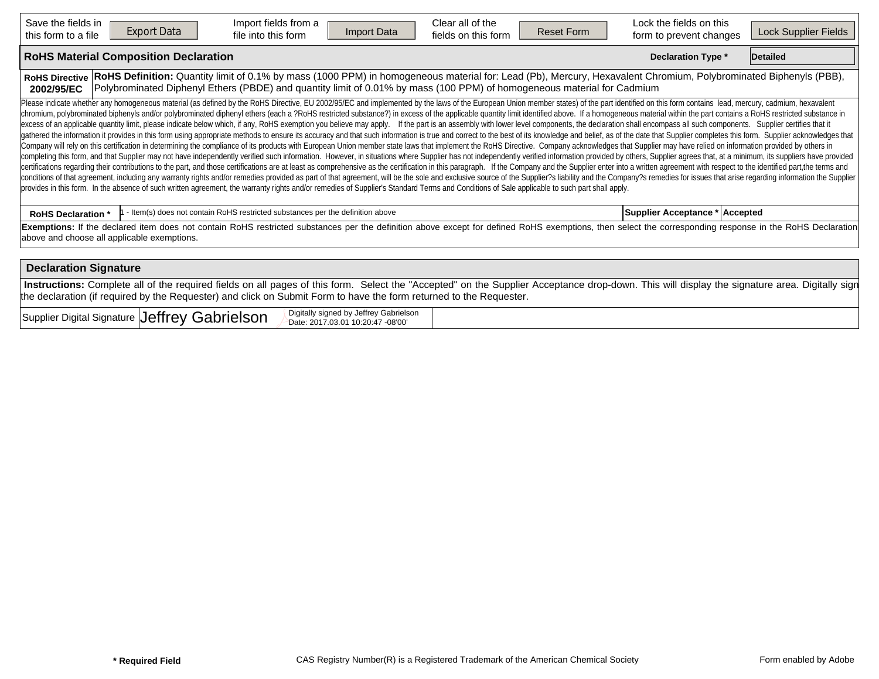| Save the fields in this form to a file | Export Data | Import fields from a file into this form | Import Data | Clear all of the fields on this form | Reset Form | Lock the fields on this form to prevent changes | Lock Supplier Fields |
|---|---|---|---|---|---|---|---|

## RoHS Material Composition Declaration

**Declaration Type *** Detailed

| RoHS Directive 2002/95/EC | **RoHS Definition:** Quantity limit of 0.1% by mass (1000 PPM) in homogeneous material for: Lead (Pb), Mercury, Hexavalent Chromium, Polybrominated Biphenyls (PBB), Polybrominated Diphenyl Ethers (PBDE) and quantity limit of 0.01% by mass (100 PPM) of homogeneous material for Cadmium |
|---|---|

Please indicate whether any homogeneous material (as defined by the RoHS Directive, EU 2002/95/EC and implemented by the laws of the European Union member states) of the part identified on this form contains lead, mercury, cadmium, hexavalent chromium, polybrominated biphenyls and/or polybrominated diphenyl ethers (each a ?RoHS restricted substance?) in excess of the applicable quantity limit identified above. If a homogeneous material within the part contains a RoHS restricted substance in excess of an applicable quantity limit, please indicate below which, if any, RoHS exemption you believe may apply. If the part is an assembly with lower level components, the declaration shall encompass all such components. Supplier certifies that it gathered the information it provides in this form using appropriate methods to ensure its accuracy and that such information is true and correct to the best of its knowledge and belief, as of the date that Supplier completes this form. Supplier acknowledges that Company will rely on this certification in determining the compliance of its products with European Union member state laws that implement the RoHS Directive. Company acknowledges that Supplier may have relied on information provided by others in completing this form, and that Supplier may not have independently verified such information. However, in situations where Supplier has not independently verified information provided by others, Supplier agrees that, at a minimum, its suppliers have provided certifications regarding their contributions to the part, and those certifications are at least as comprehensive as the certification in this paragraph. If the Company and the Supplier enter into a written agreement with respect to the identified part,the terms and conditions of that agreement, including any warranty rights and/or remedies provided as part of that agreement, will be the sole and exclusive source of the Supplier?s liability and the Company?s remedies for issues that arise regarding information the Supplier provides in this form. In the absence of such written agreement, the warranty rights and/or remedies of Supplier's Standard Terms and Conditions of Sale applicable to such part shall apply.

| RoHS Declaration * | 1 - Item(s) does not contain RoHS restricted substances per the definition above | Supplier Acceptance * | Accepted |
|---|---|---|---|

**Exemptions:** If the declared item does not contain RoHS restricted substances per the definition above except for defined RoHS exemptions, then select the corresponding response in the RoHS Declaration above and choose all applicable exemptions.

## Declaration Signature

**Instructions:** Complete all of the required fields on all pages of this form. Select the "Accepted" on the Supplier Acceptance drop-down. This will display the signature area. Digitally sign the declaration (if required by the Requester) and click on Submit Form to have the form returned to the Requester.

| Supplier Digital Signature | Jeffrey Gabrielson — Digitally signed by Jeffrey Gabrielson Date: 2017.03.01 10:20:47 -08'00' | |
|---|---|---|

**\* Required Field** CAS Registry Number(R) is a Registered Trademark of the American Chemical Society Form enabled by Adobe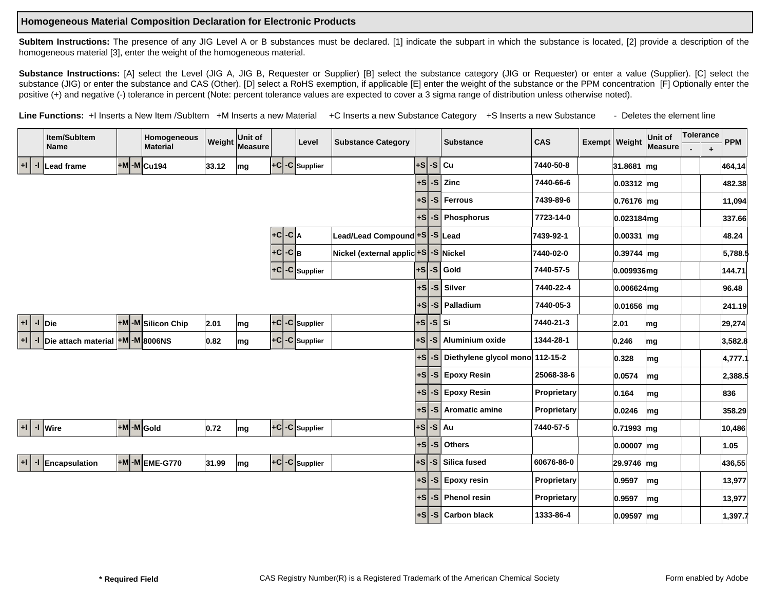## Homogeneous Material Composition Declaration for Electronic Products

**SubItem Instructions:** The presence of any JIG Level A or B substances must be declared. [1] indicate the subpart in which the substance is located, [2] provide a description of the homogeneous material [3], enter the weight of the homogeneous material.

**Substance Instructions:** [A] select the Level (JIG A, JIG B, Requester or Supplier) [B] select the substance category (JIG or Requester) or enter a value (Supplier). [C] select the substance (JIG) or enter the substance and CAS (Other). [D] select a RoHS exemption, if applicable [E] enter the weight of the substance or the PPM concentration [F] Optionally enter the positive (+) and negative (-) tolerance in percent (Note: percent tolerance values are expected to cover a 3 sigma range of distribution unless otherwise noted).

**Line Functions:** +I Inserts a New Item /SubItem +M Inserts a new Material +C Inserts a new Substance Category +S Inserts a new Substance - Deletes the element line

| Item/SubItem Name | Homogeneous Material | Weight | Unit of Measure | Level | Substance Category | Substance | CAS | Exempt | Weight | Unit of Measure | Tolerance - | Tolerance + | PPM |
|---|---|---|---|---|---|---|---|---|---|---|---|---|---|
| Lead frame | Cu194 | 33.12 | mg | Supplier | | Cu | 7440-50-8 | | 31.8681 | mg | | | 464,14 |
| | | | | | | Zinc | 7440-66-6 | | 0.03312 | mg | | | 482.38 |
| | | | | | | Ferrous | 7439-89-6 | | 0.76176 | mg | | | 11,094 |
| | | | | | | Phosphorus | 7723-14-0 | | 0.023184 | mg | | | 337.66 |
| | | | | A | Lead/Lead Compound | Lead | 7439-92-1 | | 0.00331 | mg | | | 48.24 |
| | | | | B | Nickel (external applic | Nickel | 7440-02-0 | | 0.39744 | mg | | | 5,788.5 |
| | | | | Supplier | | Gold | 7440-57-5 | | 0.009936 | mg | | | 144.71 |
| | | | | | | Silver | 7440-22-4 | | 0.006624 | mg | | | 96.48 |
| | | | | | | Palladium | 7440-05-3 | | 0.01656 | mg | | | 241.19 |
| Die | Silicon Chip | 2.01 | mg | Supplier | | Si | 7440-21-3 | | 2.01 | mg | | | 29,274 |
| Die attach material | 8006NS | 0.82 | mg | Supplier | | Aluminium oxide | 1344-28-1 | | 0.246 | mg | | | 3,582.8 |
| | | | | | | Diethylene glycol mono | 112-15-2 | | 0.328 | mg | | | 4,777.1 |
| | | | | | | Epoxy Resin | 25068-38-6 | | 0.0574 | mg | | | 2,388.5 |
| | | | | | | Epoxy Resin | Proprietary | | 0.164 | mg | | | 836 |
| | | | | | | Aromatic amine | Proprietary | | 0.0246 | mg | | | 358.29 |
| Wire | Gold | 0.72 | mg | Supplier | | Au | 7440-57-5 | | 0.71993 | mg | | | 10,486 |
| | | | | | | Others | | | 0.00007 | mg | | | 1.05 |
| Encapsulation | EME-G770 | 31.99 | mg | Supplier | | Silica fused | 60676-86-0 | | 29.9746 | mg | | | 436,55 |
| | | | | | | Epoxy resin | Proprietary | | 0.9597 | mg | | | 13,977 |
| | | | | | | Phenol resin | Proprietary | | 0.9597 | mg | | | 13,977 |
| | | | | | | Carbon black | 1333-86-4 | | 0.09597 | mg | | | 1,397.7 |

**\* Required Field**

CAS Registry Number(R) is a Registered Trademark of the American Chemical Society

Form enabled by Adobe